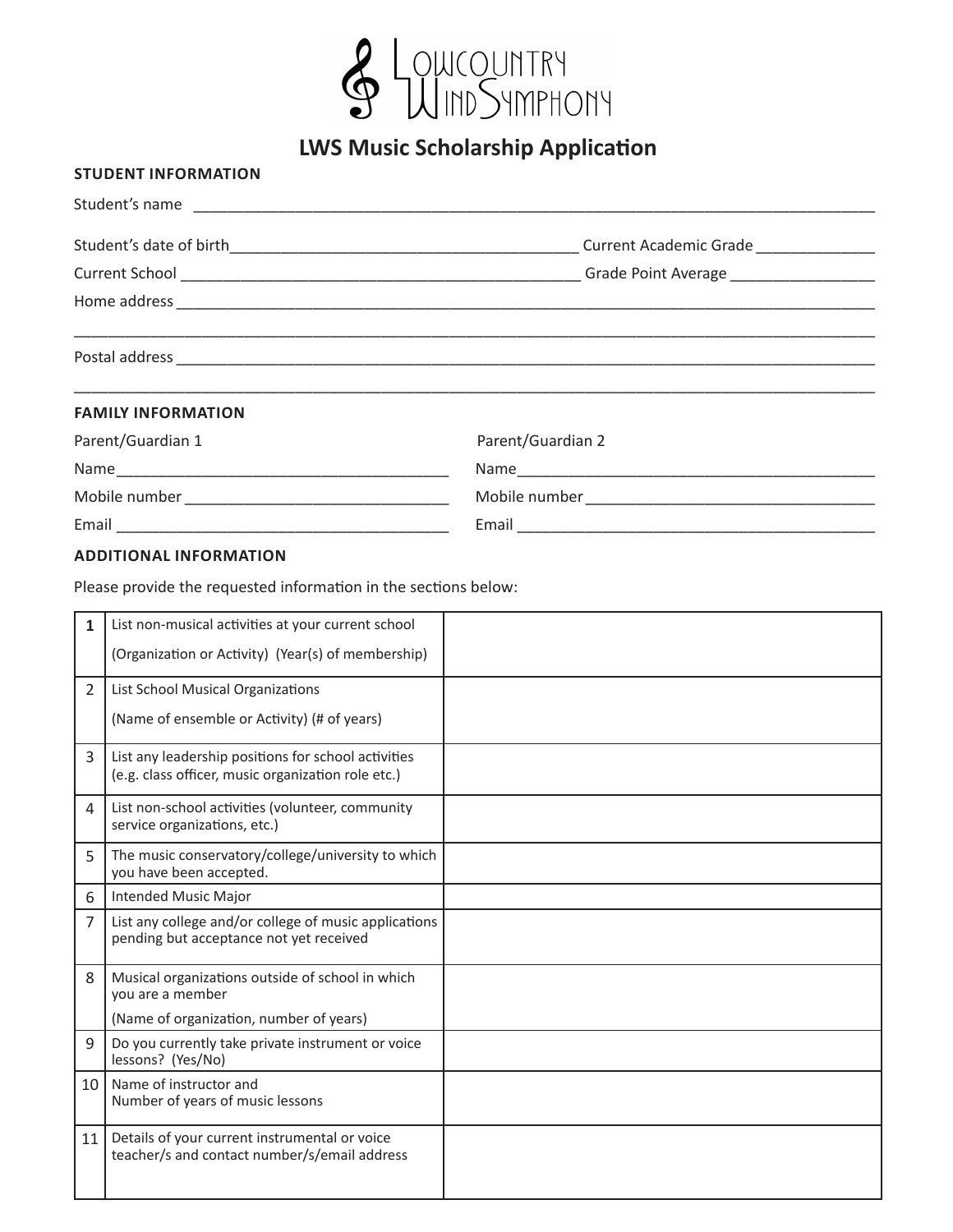# Lowcountry Wind Symphony

## LWS Music Scholarship Application

### STUDENT INFORMATION

Student's name \_\_\_\_\_\_\_\_\_\_\_\_\_\_\_\_\_\_\_\_\_\_\_\_\_\_\_\_\_\_\_\_\_\_\_\_\_\_\_\_

Student's date of birth \_\_\_\_\_\_\_\_\_\_\_\_\_\_\_\_\_\_\_\_ Current Academic Grade \_\_\_\_\_\_\_\_\_\_

Current School \_\_\_\_\_\_\_\_\_\_\_\_\_\_\_\_\_\_\_\_\_\_\_\_ Grade Point Average \_\_\_\_\_\_\_\_\_\_

Home address \_\_\_\_\_\_\_\_\_\_\_\_\_\_\_\_\_\_\_\_\_\_\_\_\_\_\_\_\_\_\_\_\_\_\_\_\_\_\_\_

\_\_\_\_\_\_\_\_\_\_\_\_\_\_\_\_\_\_\_\_\_\_\_\_\_\_\_\_\_\_\_\_\_\_\_\_\_\_\_\_\_\_\_\_\_\_\_\_

Postal address \_\_\_\_\_\_\_\_\_\_\_\_\_\_\_\_\_\_\_\_\_\_\_\_\_\_\_\_\_\_\_\_\_\_\_\_\_\_\_\_

\_\_\_\_\_\_\_\_\_\_\_\_\_\_\_\_\_\_\_\_\_\_\_\_\_\_\_\_\_\_\_\_\_\_\_\_\_\_\_\_\_\_\_\_\_\_\_\_

### FAMILY INFORMATION

| Parent/Guardian 1 | Parent/Guardian 2 |
|---|---|
| Name \_\_\_\_\_\_\_\_\_\_\_\_\_\_\_\_\_\_\_\_ | Name \_\_\_\_\_\_\_\_\_\_\_\_\_\_\_\_\_\_\_\_ |
| Mobile number \_\_\_\_\_\_\_\_\_\_\_\_\_\_\_\_ | Mobile number \_\_\_\_\_\_\_\_\_\_\_\_\_\_\_\_ |
| Email \_\_\_\_\_\_\_\_\_\_\_\_\_\_\_\_\_\_\_\_ | Email \_\_\_\_\_\_\_\_\_\_\_\_\_\_\_\_\_\_\_\_ |

### ADDITIONAL INFORMATION

Please provide the requested information in the sections below:

| # | Item | Response |
|---|---|---|
| **1** | List non-musical activities at your current school<br>(Organization or Activity) (Year(s) of membership) | |
| 2 | List School Musical Organizations<br>(Name of ensemble or Activity) (# of years) | |
| 3 | List any leadership positions for school activities (e.g. class officer, music organization role etc.) | |
| 4 | List non-school activities (volunteer, community service organizations, etc.) | |
| 5 | The music conservatory/college/university to which you have been accepted. | |
| 6 | Intended Music Major | |
| 7 | List any college and/or college of music applications pending but acceptance not yet received | |
| 8 | Musical organizations outside of school in which you are a member<br>(Name of organization, number of years) | |
| 9 | Do you currently take private instrument or voice lessons? (Yes/No) | |
| 10 | Name of instructor and<br>Number of years of music lessons | |
| 11 | Details of your current instrumental or voice teacher/s and contact number/s/email address | |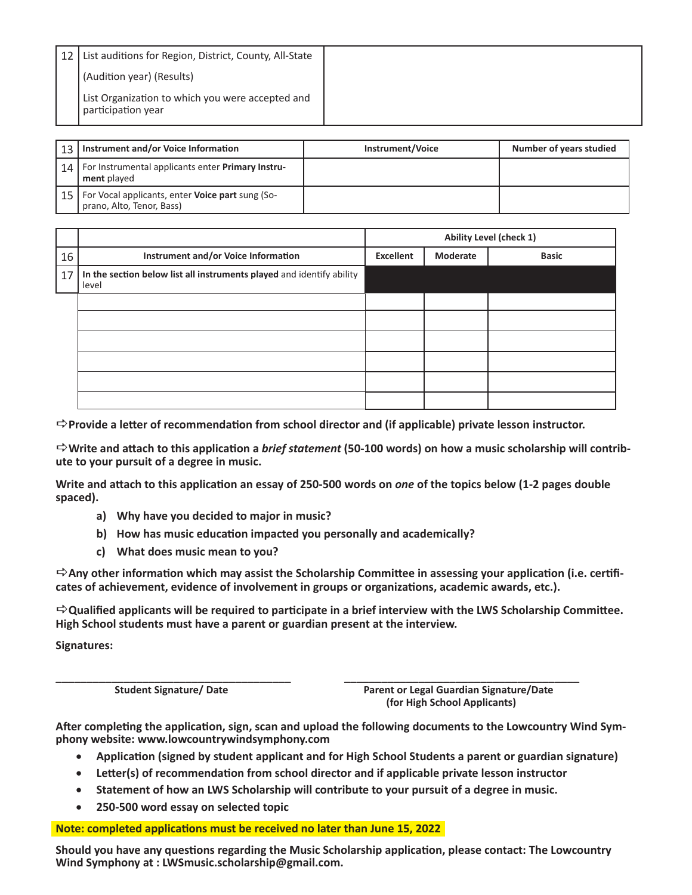| | | |
|---|---|---|
| 12 | List auditions for Region, District, County, All-State<br>(Audition year) (Results)<br>List Organization to which you were accepted and participation year | |

| 13 | Instrument and/or Voice Information | Instrument/Voice | Number of years studied |
|---|---|---|---|
| 14 | For Instrumental applicants enter **Primary Instrument** played | | |
| 15 | For Vocal applicants, enter **Voice part** sung (Soprano, Alto, Tenor, Bass) | | |

| | | Ability Level (check 1) | | |
|---|---|---|---|---|
| 16 | **Instrument and/or Voice Information** | **Excellent** | **Moderate** | **Basic** |
| 17 | **In the section below list all instruments played** and identify ability level | | | |
| | | | | |
| | | | | |
| | | | | |
| | | | | |
| | | | | |
| | | | | |

⇨**Provide a letter of recommendation from school director and (if applicable) private lesson instructor.**

⇨**Write and attach to this application a *brief statement* (50-100 words) on how a music scholarship will contribute to your pursuit of a degree in music.**

**Write and attach to this application an essay of 250-500 words on *one* of the topics below (1-2 pages double spaced).**

- **a) Why have you decided to major in music?**
- **b) How has music education impacted you personally and academically?**
- **c) What does music mean to you?**

⇨**Any other information which may assist the Scholarship Committee in assessing your application (i.e. certificates of achievement, evidence of involvement in groups or organizations, academic awards, etc.).**

⇨**Qualified applicants will be required to participate in a brief interview with the LWS Scholarship Committee. High School students must have a parent or guardian present at the interview.**

**Signatures:**

\_\_\_\_\_\_\_\_\_\_\_\_\_\_\_\_\_\_\_\_\_\_\_\_\_\_\_\_\_\_\_\_\_\_\_\_
**Student Signature/ Date**

\_\_\_\_\_\_\_\_\_\_\_\_\_\_\_\_\_\_\_\_\_\_\_\_\_\_\_\_\_\_\_\_\_\_\_\_
**Parent or Legal Guardian Signature/Date (for High School Applicants)**

**After completing the application, sign, scan and upload the following documents to the Lowcountry Wind Symphony website: www.lowcountrywindsymphony.com**

- **Application (signed by student applicant and for High School Students a parent or guardian signature)**
- **Letter(s) of recommendation from school director and if applicable private lesson instructor**
- **Statement of how an LWS Scholarship will contribute to your pursuit of a degree in music.**
- **250-500 word essay on selected topic**

**Note: completed applications must be received no later than June 15, 2022**

**Should you have any questions regarding the Music Scholarship application, please contact: The Lowcountry Wind Symphony at : LWSmusic.scholarship@gmail.com.**